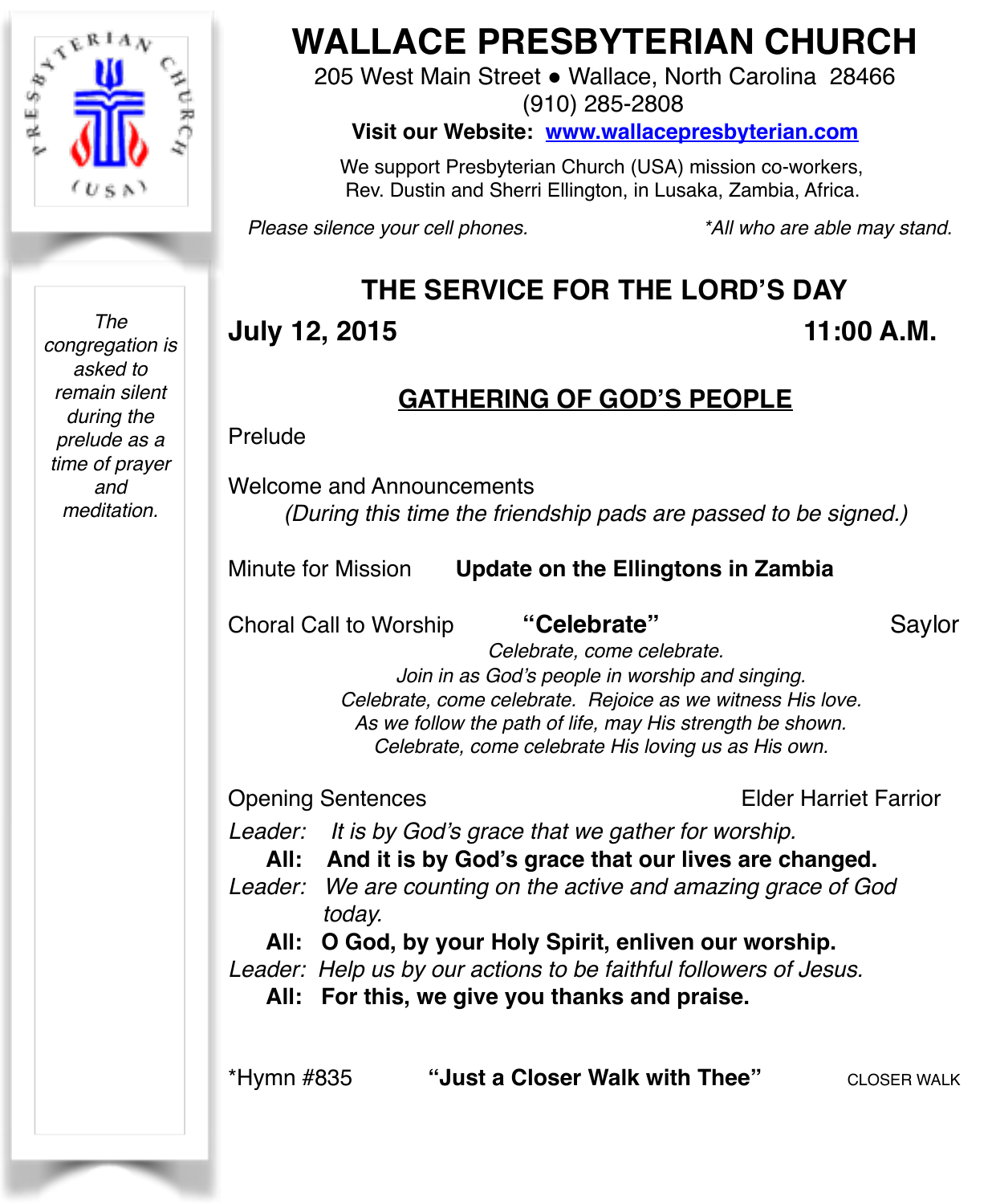# WALLACE PRESBYTERIAN CHURCH

205 West Main Street • Wallace, North Carolina 28466
(910) 285-2808

**Visit our Website: www.wallacepresbyterian.com**

We support Presbyterian Church (USA) mission co-workers, Rev. Dustin and Sherri Ellington, in Lusaka, Zambia, Africa.

*Please silence your cell phones.* *\*All who are able may stand.*

*The congregation is asked to remain silent during the prelude as a time of prayer and meditation.*

## THE SERVICE FOR THE LORD'S DAY

**July 12, 2015** **11:00 A.M.**

## GATHERING OF GOD'S PEOPLE

Prelude

Welcome and Announcements
*(During this time the friendship pads are passed to be signed.)*

Minute for Mission **Update on the Ellingtons in Zambia**

Choral Call to Worship **"Celebrate"** Saylor

*Celebrate, come celebrate.*
*Join in as God's people in worship and singing.*
*Celebrate, come celebrate. Rejoice as we witness His love.*
*As we follow the path of life, may His strength be shown.*
*Celebrate, come celebrate His loving us as His own.*

Opening Sentences Elder Harriet Farrior

*Leader:* *It is by God's grace that we gather for worship.*
**All: And it is by God's grace that our lives are changed.**
*Leader:* *We are counting on the active and amazing grace of God today.*
**All: O God, by your Holy Spirit, enliven our worship.**
*Leader:* *Help us by our actions to be faithful followers of Jesus.*
**All: For this, we give you thanks and praise.**

*Hymn #835 **"Just a Closer Walk with Thee"** CLOSER WALK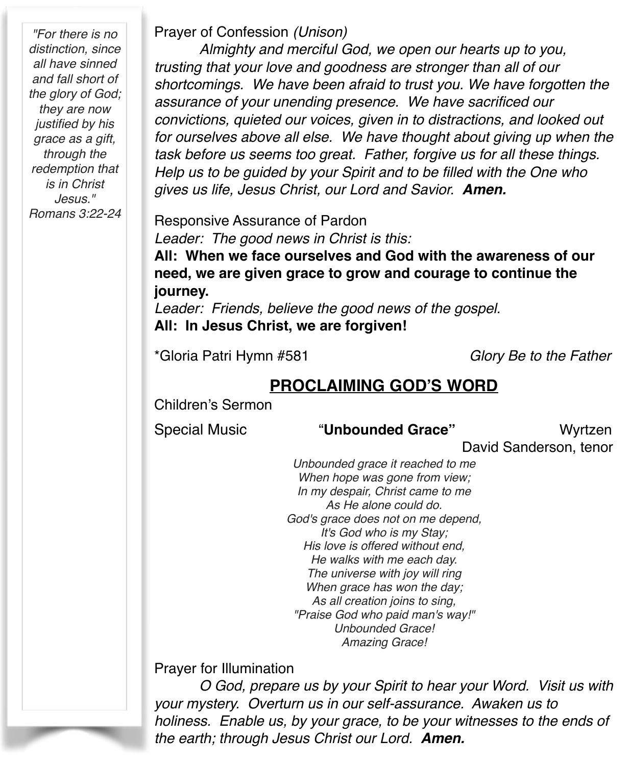*"For there is no distinction, since all have sinned and fall short of the glory of God; they are now justified by his grace as a gift, through the redemption that is in Christ Jesus."*
*Romans 3:22-24*

Prayer of Confession *(Unison)*

*Almighty and merciful God, we open our hearts up to you, trusting that your love and goodness are stronger than all of our shortcomings. We have been afraid to trust you. We have forgotten the assurance of your unending presence. We have sacrificed our convictions, quieted our voices, given in to distractions, and looked out for ourselves above all else. We have thought about giving up when the task before us seems too great. Father, forgive us for all these things. Help us to be guided by your Spirit and to be filled with the One who gives us life, Jesus Christ, our Lord and Savior.* ***Amen.***

Responsive Assurance of Pardon

*Leader: The good news in Christ is this:*

**All: When we face ourselves and God with the awareness of our need, we are given grace to grow and courage to continue the journey.**

*Leader: Friends, believe the good news of the gospel.*

**All: In Jesus Christ, we are forgiven!**

*Gloria Patri Hymn #581 — *Glory Be to the Father*

## PROCLAIMING GOD'S WORD

Children's Sermon

Special Music — "**Unbounded Grace**" — Wyrtzen
David Sanderson, tenor

*Unbounded grace it reached to me*
*When hope was gone from view;*
*In my despair, Christ came to me*
*As He alone could do.*
*God's grace does not on me depend,*
*It's God who is my Stay;*
*His love is offered without end,*
*He walks with me each day.*
*The universe with joy will ring*
*When grace has won the day;*
*As all creation joins to sing,*
*"Praise God who paid man's way!"*
*Unbounded Grace!*
*Amazing Grace!*

Prayer for Illumination

*O God, prepare us by your Spirit to hear your Word. Visit us with your mystery. Overturn us in our self-assurance. Awaken us to holiness. Enable us, by your grace, to be your witnesses to the ends of the earth; through Jesus Christ our Lord.* ***Amen.***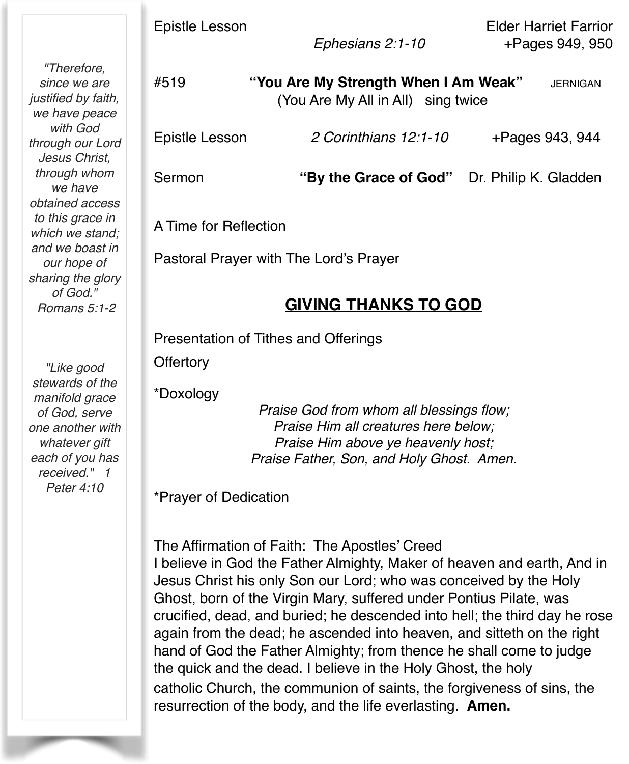*"Therefore, since we are justified by faith, we have peace with God through our Lord Jesus Christ, through whom we have obtained access to this grace in which we stand; and we boast in our hope of sharing the glory of God." Romans 5:1-2*

*"Like good stewards of the manifold grace of God, serve one another with whatever gift each of you has received." 1 Peter 4:10*

Epistle Lesson — Elder Harriet Farrior
*Ephesians 2:1-10* — +Pages 949, 950

#519 **"You Are My Strength When I Am Weak"** JERNIGAN
(You Are My All in All) sing twice

Epistle Lesson *2 Corinthians 12:1-10* +Pages 943, 944

Sermon **"By the Grace of God"** Dr. Philip K. Gladden

A Time for Reflection

Pastoral Prayer with The Lord's Prayer

## GIVING THANKS TO GOD

Presentation of Tithes and Offerings

Offertory

*Doxology

*Praise God from whom all blessings flow;*
*Praise Him all creatures here below;*
*Praise Him above ye heavenly host;*
*Praise Father, Son, and Holy Ghost. Amen.*

*Prayer of Dedication

The Affirmation of Faith: The Apostles' Creed
I believe in God the Father Almighty, Maker of heaven and earth, And in Jesus Christ his only Son our Lord; who was conceived by the Holy Ghost, born of the Virgin Mary, suffered under Pontius Pilate, was crucified, dead, and buried; he descended into hell; the third day he rose again from the dead; he ascended into heaven, and sitteth on the right hand of God the Father Almighty; from thence he shall come to judge the quick and the dead. I believe in the Holy Ghost, the holy catholic Church, the communion of saints, the forgiveness of sins, the resurrection of the body, and the life everlasting. **Amen.**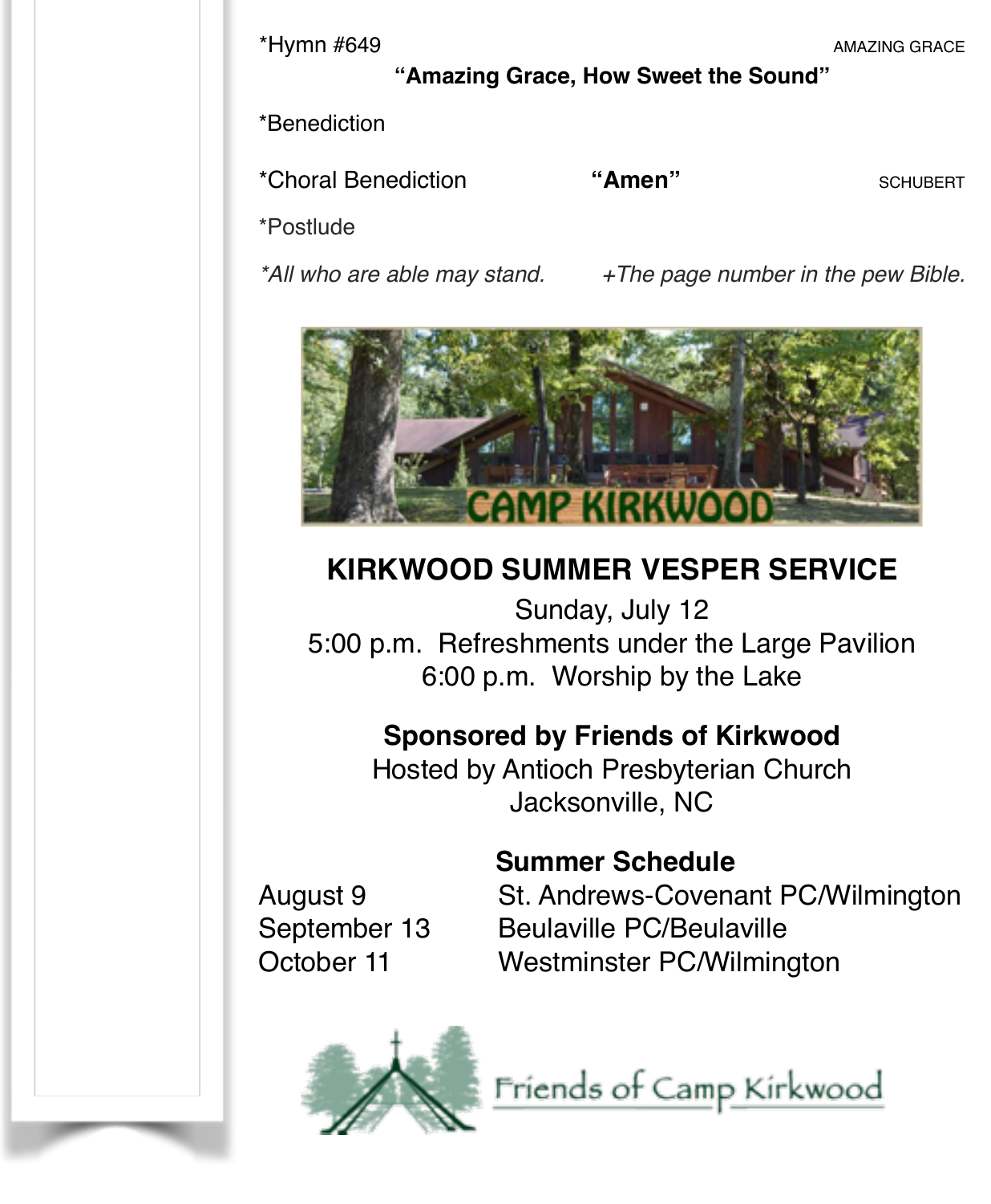*Hymn #649 AMAZING GRACE

**"Amazing Grace, How Sweet the Sound"**

*Benediction

*Choral Benediction **"Amen"** SCHUBERT

*Postlude

*All who are able may stand.* *+The page number in the pew Bible.*

CAMP KIRKWOOD

## KIRKWOOD SUMMER VESPER SERVICE

Sunday, July 12
5:00 p.m. Refreshments under the Large Pavilion
6:00 p.m. Worship by the Lake

**Sponsored by Friends of Kirkwood**
Hosted by Antioch Presbyterian Church
Jacksonville, NC

**Summer Schedule**

| | |
|---|---|
| August 9 | St. Andrews-Covenant PC/Wilmington |
| September 13 | Beulaville PC/Beulaville |
| October 11 | Westminster PC/Wilmington |

Friends of Camp Kirkwood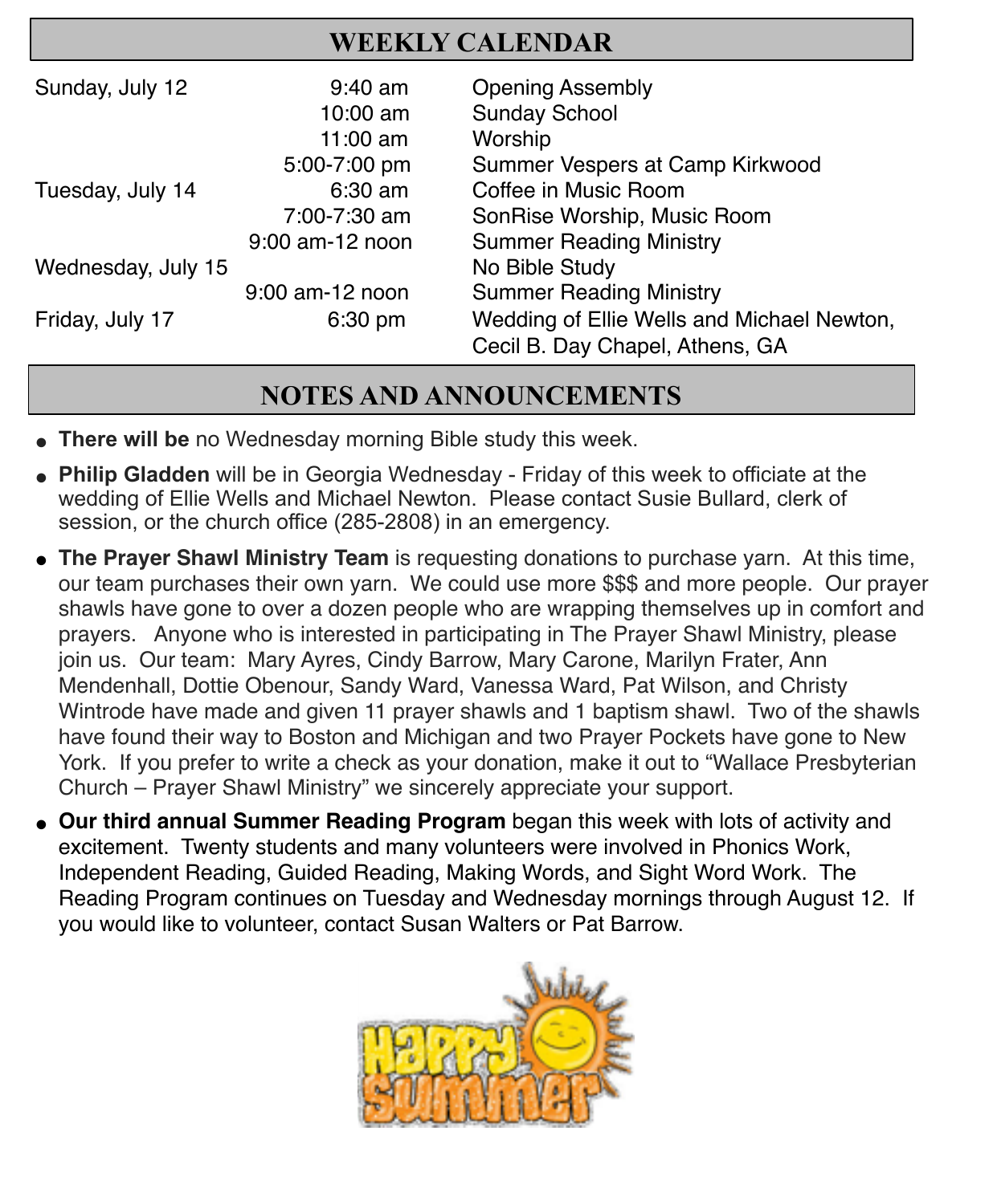## WEEKLY CALENDAR

| | | |
|---|---|---|
| Sunday, July 12 | 9:40 am | Opening Assembly |
| | 10:00 am | Sunday School |
| | 11:00 am | Worship |
| | 5:00-7:00 pm | Summer Vespers at Camp Kirkwood |
| Tuesday, July 14 | 6:30 am | Coffee in Music Room |
| | 7:00-7:30 am | SonRise Worship, Music Room |
| | 9:00 am-12 noon | Summer Reading Ministry |
| Wednesday, July 15 | | No Bible Study |
| | 9:00 am-12 noon | Summer Reading Ministry |
| Friday, July 17 | 6:30 pm | Wedding of Ellie Wells and Michael Newton, Cecil B. Day Chapel, Athens, GA |

## NOTES AND ANNOUNCEMENTS

- **There will be** no Wednesday morning Bible study this week.
- **Philip Gladden** will be in Georgia Wednesday - Friday of this week to officiate at the wedding of Ellie Wells and Michael Newton. Please contact Susie Bullard, clerk of session, or the church office (285-2808) in an emergency.
- **The Prayer Shawl Ministry Team** is requesting donations to purchase yarn. At this time, our team purchases their own yarn. We could use more $$$ and more people. Our prayer shawls have gone to over a dozen people who are wrapping themselves up in comfort and prayers. Anyone who is interested in participating in The Prayer Shawl Ministry, please join us. Our team: Mary Ayres, Cindy Barrow, Mary Carone, Marilyn Frater, Ann Mendenhall, Dottie Obenour, Sandy Ward, Vanessa Ward, Pat Wilson, and Christy Wintrode have made and given 11 prayer shawls and 1 baptism shawl. Two of the shawls have found their way to Boston and Michigan and two Prayer Pockets have gone to New York. If you prefer to write a check as your donation, make it out to "Wallace Presbyterian Church – Prayer Shawl Ministry" we sincerely appreciate your support.
- **Our third annual Summer Reading Program** began this week with lots of activity and excitement. Twenty students and many volunteers were involved in Phonics Work, Independent Reading, Guided Reading, Making Words, and Sight Word Work. The Reading Program continues on Tuesday and Wednesday mornings through August 12. If you would like to volunteer, contact Susan Walters or Pat Barrow.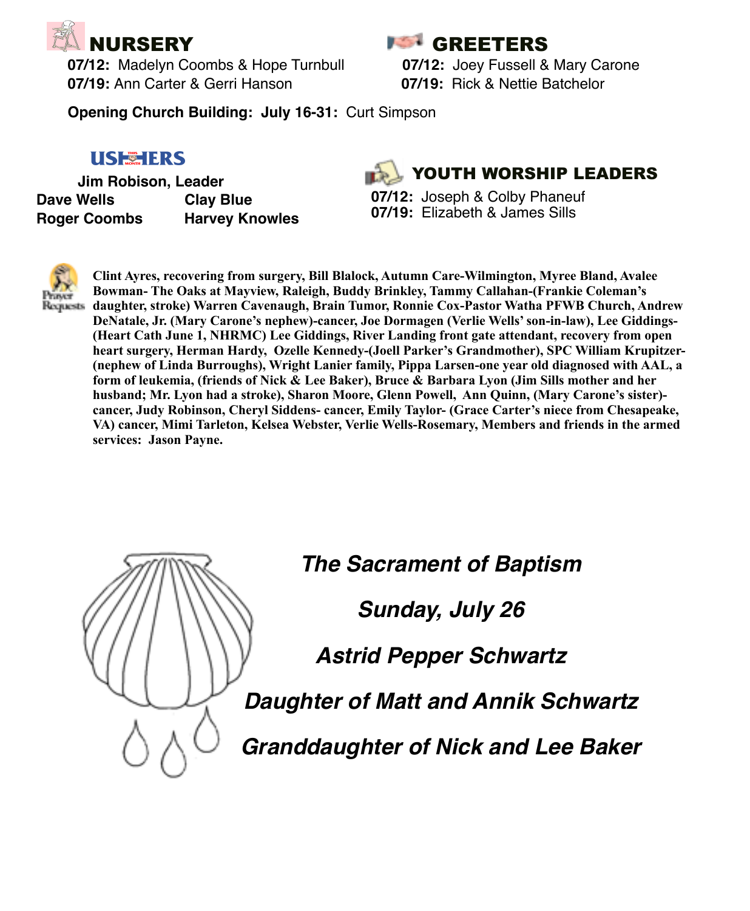## NURSERY

**07/12:** Madelyn Coombs & Hope Turnbull
**07/19:** Ann Carter & Gerri Hanson

## GREETERS

**07/12:** Joey Fussell & Mary Carone
**07/19:** Rick & Nettie Batchelor

**Opening Church Building: July 16-31:** Curt Simpson

## USHERS

**Jim Robison, Leader**

| | |
|---|---|
| **Dave Wells** | **Clay Blue** |
| **Roger Coombs** | **Harvey Knowles** |

## YOUTH WORSHIP LEADERS

**07/12:** Joseph & Colby Phaneuf
**07/19:** Elizabeth & James Sills

## Prayer Requests

**Clint Ayres, recovering from surgery, Bill Blalock, Autumn Care-Wilmington, Myree Bland, Avalee Bowman- The Oaks at Mayview, Raleigh, Buddy Brinkley, Tammy Callahan-(Frankie Coleman's daughter, stroke) Warren Cavenaugh, Brain Tumor, Ronnie Cox-Pastor Watha PFWB Church, Andrew DeNatale, Jr. (Mary Carone's nephew)-cancer, Joe Dormagen (Verlie Wells' son-in-law), Lee Giddings-(Heart Cath June 1, NHRMC) Lee Giddings, River Landing front gate attendant, recovery from open heart surgery, Herman Hardy, Ozelle Kennedy-(Joell Parker's Grandmother), SPC William Krupitzer-(nephew of Linda Burroughs), Wright Lanier family, Pippa Larsen-one year old diagnosed with AAL, a form of leukemia, (friends of Nick & Lee Baker), Bruce & Barbara Lyon (Jim Sills mother and her husband; Mr. Lyon had a stroke), Sharon Moore, Glenn Powell, Ann Quinn, (Mary Carone's sister)-cancer, Judy Robinson, Cheryl Siddens- cancer, Emily Taylor- (Grace Carter's niece from Chesapeake, VA) cancer, Mimi Tarleton, Kelsea Webster, Verlie Wells-Rosemary, Members and friends in the armed services: Jason Payne.**

***The Sacrament of Baptism***

***Sunday, July 26***

***Astrid Pepper Schwartz***

***Daughter of Matt and Annik Schwartz***

***Granddaughter of Nick and Lee Baker***